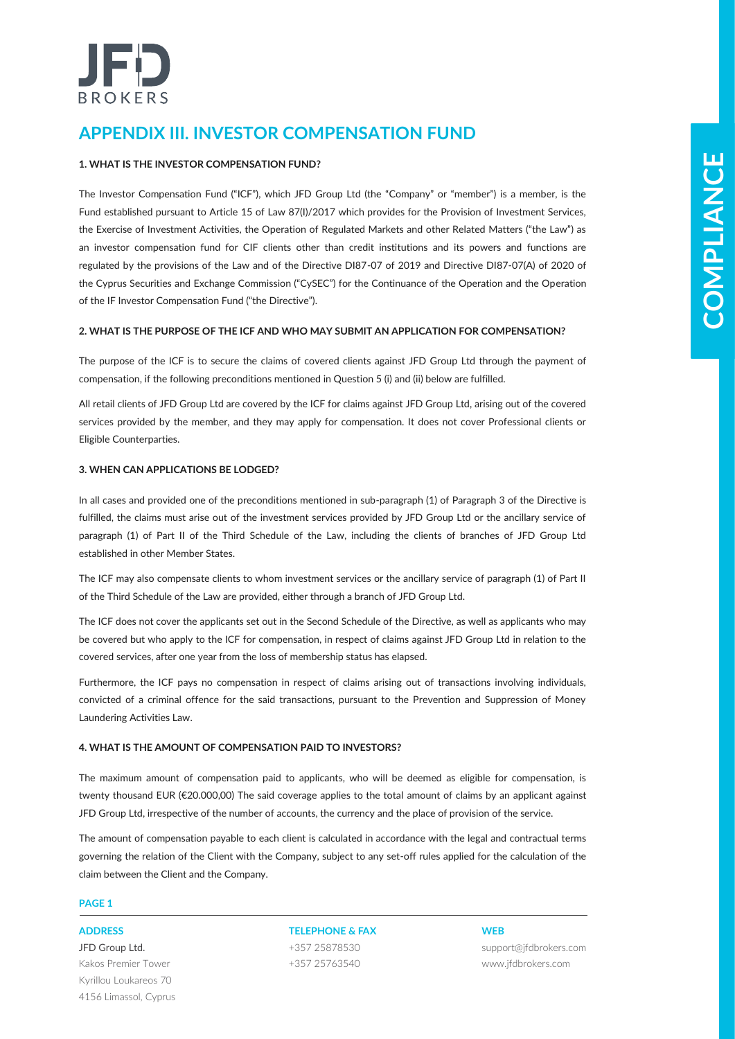# APPENDIX III. INVESTOR COMPENSATION FUND

**1. WHAT IS THE INVESTOR COMPENSATION FUND?**

The Investor Compensation Fund ("ICF"), which JFD Group Ltd (the "Company" or "member") is a member, is the Fund established pursuant to Article 15 of Law 87(I)/2017 which provides for the Provision of Investment Services, the Exercise of Investment Activities, the Operation of Regulated Markets and other Related Matters ("the Law") as an investor compensation fund for CIF clients other than credit institutions and its powers and functions are regulated by the provisions of the Law and of the Directive DI87-07 of 2019 and Directive DI87-07(A) of 2020 of the Cyprus Securities and Exchange Commission ("CySEC") for the Continuance of the Operation and the Operation of the IF Investor Compensation Fund ("the Directive").

**2. WHAT IS THE PURPOSE OF THE ICF AND WHO MAY SUBMIT AN APPLICATION FOR COMPENSATION?**

The purpose of the ICF is to secure the claims of covered clients against JFD Group Ltd through the payment of compensation, if the following preconditions mentioned in Question 5 (i) and (ii) below are fulfilled.

All retail clients of JFD Group Ltd are covered by the ICF for claims against JFD Group Ltd, arising out of the covered services provided by the member, and they may apply for compensation. It does not cover Professional clients or Eligible Counterparties.

**3. WHEN CAN APPLICATIONS BE LODGED?**

In all cases and provided one of the preconditions mentioned in sub-paragraph (1) of Paragraph 3 of the Directive is fulfilled, the claims must arise out of the investment services provided by JFD Group Ltd or the ancillary service of paragraph (1) of Part II of the Third Schedule of the Law, including the clients of branches of JFD Group Ltd established in other Member States.

The ICF may also compensate clients to whom investment services or the ancillary service of paragraph (1) of Part II of the Third Schedule of the Law are provided, either through a branch of JFD Group Ltd.

The ICF does not cover the applicants set out in the Second Schedule of the Directive, as well as applicants who may be covered but who apply to the ICF for compensation, in respect of claims against JFD Group Ltd in relation to the covered services, after one year from the loss of membership status has elapsed.

Furthermore, the ICF pays no compensation in respect of claims arising out of transactions involving individuals, convicted of a criminal offence for the said transactions, pursuant to the Prevention and Suppression of Money Laundering Activities Law.

**4. WHAT IS THE AMOUNT OF COMPENSATION PAID TO INVESTORS?**

The maximum amount of compensation paid to applicants, who will be deemed as eligible for compensation, is twenty thousand EUR (€20.000,00) The said coverage applies to the total amount of claims by an applicant against JFD Group Ltd, irrespective of the number of accounts, the currency and the place of provision of the service.

The amount of compensation payable to each client is calculated in accordance with the legal and contractual terms governing the relation of the Client with the Company, subject to any set-off rules applied for the calculation of the claim between the Client and the Company.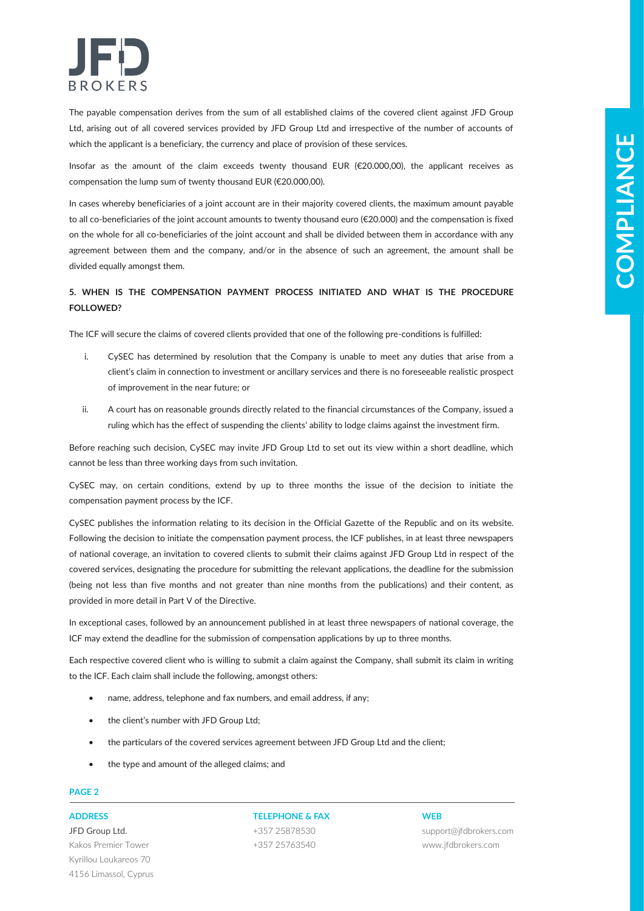The payable compensation derives from the sum of all established claims of the covered client against JFD Group Ltd, arising out of all covered services provided by JFD Group Ltd and irrespective of the number of accounts of which the applicant is a beneficiary, the currency and place of provision of these services.

Insofar as the amount of the claim exceeds twenty thousand EUR (€20.000,00), the applicant receives as compensation the lump sum of twenty thousand EUR (€20.000,00).

In cases whereby beneficiaries of a joint account are in their majority covered clients, the maximum amount payable to all co-beneficiaries of the joint account amounts to twenty thousand euro (€20.000) and the compensation is fixed on the whole for all co-beneficiaries of the joint account and shall be divided between them in accordance with any agreement between them and the company, and/or in the absence of such an agreement, the amount shall be divided equally amongst them.

## 5. WHEN IS THE COMPENSATION PAYMENT PROCESS INITIATED AND WHAT IS THE PROCEDURE FOLLOWED?

The ICF will secure the claims of covered clients provided that one of the following pre-conditions is fulfilled:

i. CySEC has determined by resolution that the Company is unable to meet any duties that arise from a client's claim in connection to investment or ancillary services and there is no foreseeable realistic prospect of improvement in the near future; or

ii. A court has on reasonable grounds directly related to the financial circumstances of the Company, issued a ruling which has the effect of suspending the clients' ability to lodge claims against the investment firm.

Before reaching such decision, CySEC may invite JFD Group Ltd to set out its view within a short deadline, which cannot be less than three working days from such invitation.

CySEC may, on certain conditions, extend by up to three months the issue of the decision to initiate the compensation payment process by the ICF.

CySEC publishes the information relating to its decision in the Official Gazette of the Republic and on its website. Following the decision to initiate the compensation payment process, the ICF publishes, in at least three newspapers of national coverage, an invitation to covered clients to submit their claims against JFD Group Ltd in respect of the covered services, designating the procedure for submitting the relevant applications, the deadline for the submission (being not less than five months and not greater than nine months from the publications) and their content, as provided in more detail in Part V of the Directive.

In exceptional cases, followed by an announcement published in at least three newspapers of national coverage, the ICF may extend the deadline for the submission of compensation applications by up to three months.

Each respective covered client who is willing to submit a claim against the Company, shall submit its claim in writing to the ICF. Each claim shall include the following, amongst others:

- name, address, telephone and fax numbers, and email address, if any;
- the client's number with JFD Group Ltd;
- the particulars of the covered services agreement between JFD Group Ltd and the client;
- the type and amount of the alleged claims; and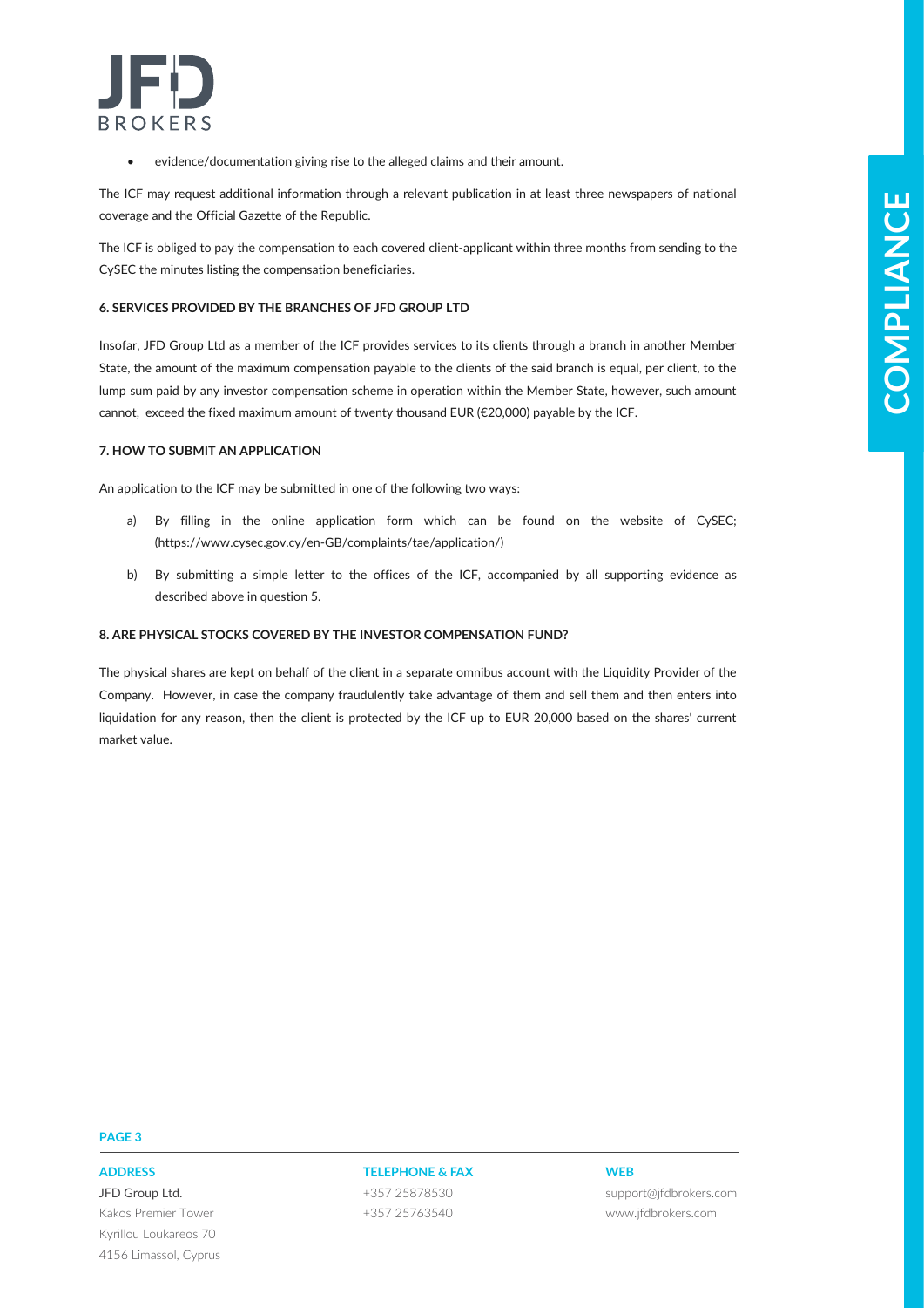- evidence/documentation giving rise to the alleged claims and their amount.

The ICF may request additional information through a relevant publication in at least three newspapers of national coverage and the Official Gazette of the Republic.

The ICF is obliged to pay the compensation to each covered client-applicant within three months from sending to the CySEC the minutes listing the compensation beneficiaries.

**6. SERVICES PROVIDED BY THE BRANCHES OF JFD GROUP LTD**

Insofar, JFD Group Ltd as a member of the ICF provides services to its clients through a branch in another Member State, the amount of the maximum compensation payable to the clients of the said branch is equal, per client, to the lump sum paid by any investor compensation scheme in operation within the Member State, however, such amount cannot, exceed the fixed maximum amount of twenty thousand EUR (€20,000) payable by the ICF.

**7. HOW TO SUBMIT AN APPLICATION**

An application to the ICF may be submitted in one of the following two ways:

a) By filling in the online application form which can be found on the website of CySEC; (https://www.cysec.gov.cy/en-GB/complaints/tae/application/)

b) By submitting a simple letter to the offices of the ICF, accompanied by all supporting evidence as described above in question 5.

**8. ARE PHYSICAL STOCKS COVERED BY THE INVESTOR COMPENSATION FUND?**

The physical shares are kept on behalf of the client in a separate omnibus account with the Liquidity Provider of the Company. However, in case the company fraudulently take advantage of them and sell them and then enters into liquidation for any reason, then the client is protected by the ICF up to EUR 20,000 based on the shares' current market value.